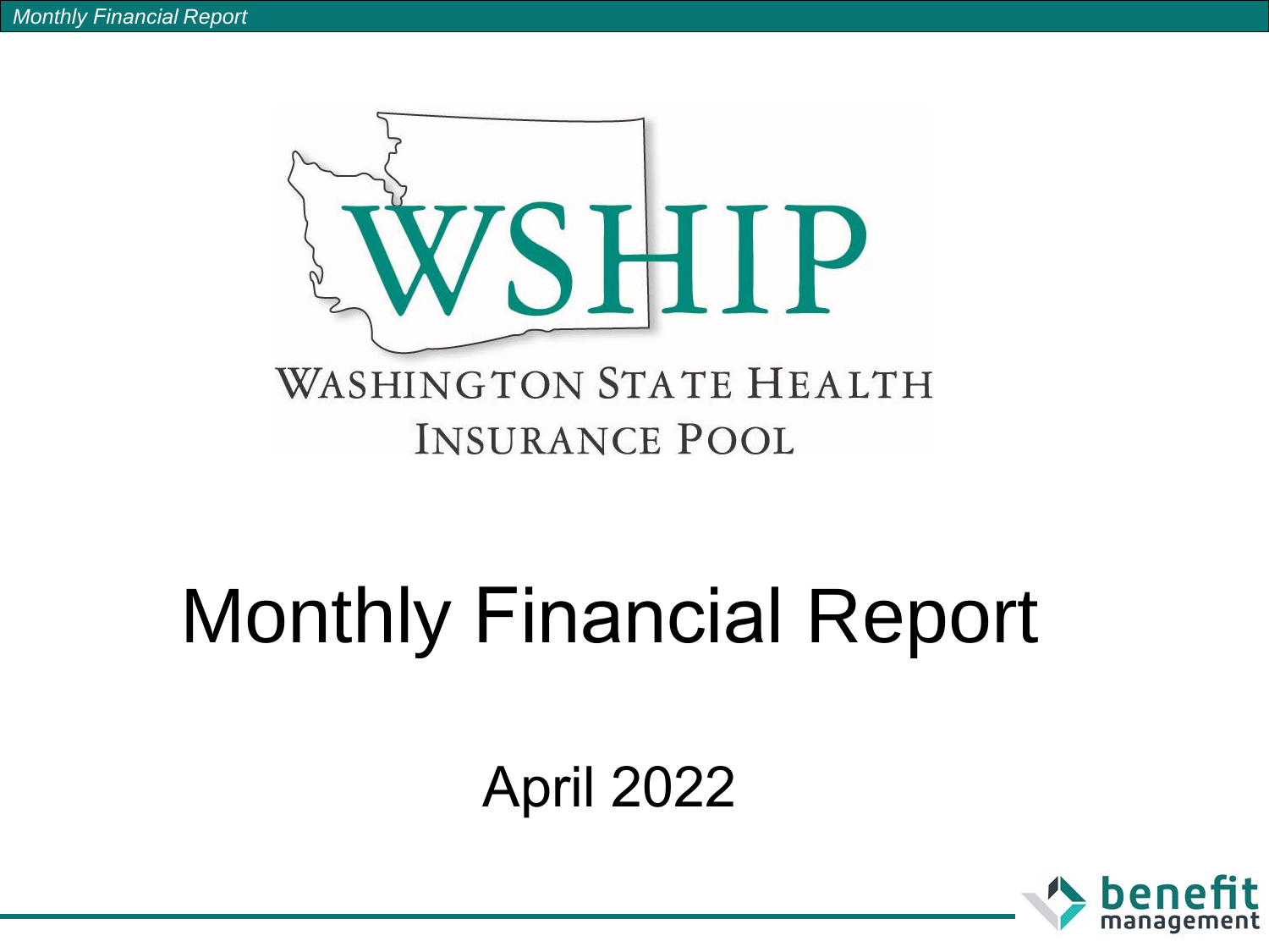WSHIP

WASHINGTON STATE HEALTH INSURANCE POOL

# Monthly Financial Report

## April 2022

benefit management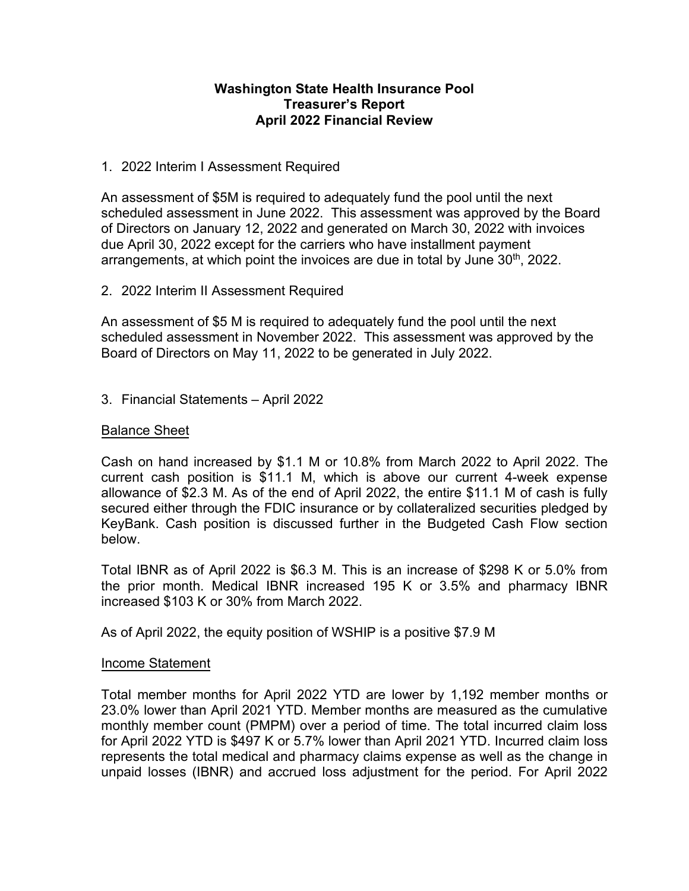**Washington State Health Insurance Pool**
**Treasurer's Report**
**April 2022 Financial Review**

1. 2022 Interim I Assessment Required

An assessment of $5M is required to adequately fund the pool until the next scheduled assessment in June 2022. This assessment was approved by the Board of Directors on January 12, 2022 and generated on March 30, 2022 with invoices due April 30, 2022 except for the carriers who have installment payment arrangements, at which point the invoices are due in total by June 30th, 2022.

2. 2022 Interim II Assessment Required

An assessment of $5 M is required to adequately fund the pool until the next scheduled assessment in November 2022. This assessment was approved by the Board of Directors on May 11, 2022 to be generated in July 2022.

3. Financial Statements – April 2022

Balance Sheet

Cash on hand increased by $1.1 M or 10.8% from March 2022 to April 2022. The current cash position is $11.1 M, which is above our current 4-week expense allowance of $2.3 M. As of the end of April 2022, the entire $11.1 M of cash is fully secured either through the FDIC insurance or by collateralized securities pledged by KeyBank. Cash position is discussed further in the Budgeted Cash Flow section below.

Total IBNR as of April 2022 is $6.3 M. This is an increase of $298 K or 5.0% from the prior month. Medical IBNR increased 195 K or 3.5% and pharmacy IBNR increased $103 K or 30% from March 2022.

As of April 2022, the equity position of WSHIP is a positive $7.9 M

Income Statement

Total member months for April 2022 YTD are lower by 1,192 member months or 23.0% lower than April 2021 YTD. Member months are measured as the cumulative monthly member count (PMPM) over a period of time. The total incurred claim loss for April 2022 YTD is $497 K or 5.7% lower than April 2021 YTD. Incurred claim loss represents the total medical and pharmacy claims expense as well as the change in unpaid losses (IBNR) and accrued loss adjustment for the period. For April 2022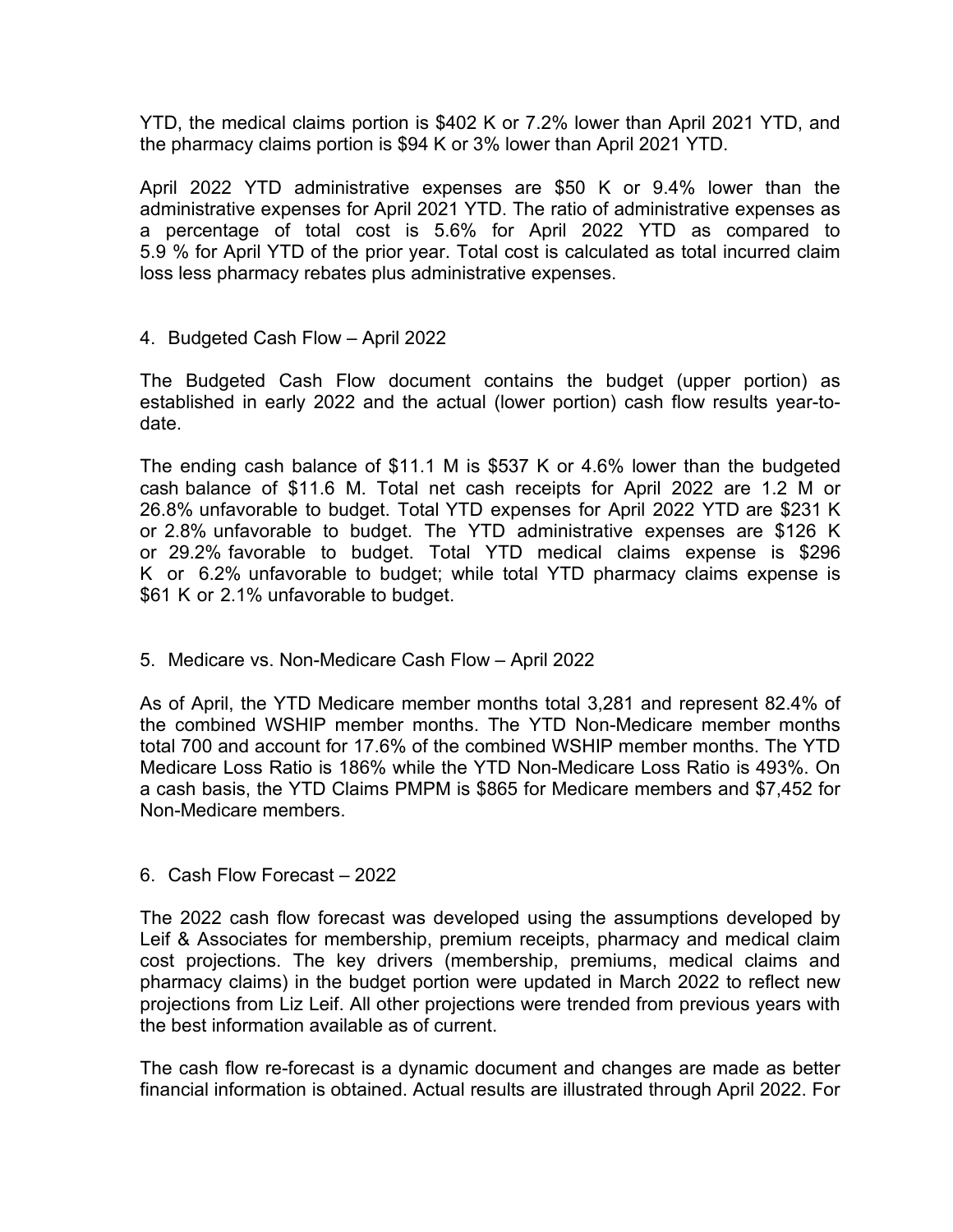YTD, the medical claims portion is $402 K or 7.2% lower than April 2021 YTD, and the pharmacy claims portion is $94 K or 3% lower than April 2021 YTD.

April 2022 YTD administrative expenses are $50 K or 9.4% lower than the administrative expenses for April 2021 YTD. The ratio of administrative expenses as a percentage of total cost is 5.6% for April 2022 YTD as compared to 5.9 % for April YTD of the prior year. Total cost is calculated as total incurred claim loss less pharmacy rebates plus administrative expenses.

4. Budgeted Cash Flow – April 2022

The Budgeted Cash Flow document contains the budget (upper portion) as established in early 2022 and the actual (lower portion) cash flow results year-to-date.

The ending cash balance of $11.1 M is $537 K or 4.6% lower than the budgeted cash balance of $11.6 M. Total net cash receipts for April 2022 are 1.2 M or 26.8% unfavorable to budget. Total YTD expenses for April 2022 YTD are $231 K or 2.8% unfavorable to budget. The YTD administrative expenses are $126 K or 29.2% favorable to budget. Total YTD medical claims expense is $296 K or 6.2% unfavorable to budget; while total YTD pharmacy claims expense is $61 K or 2.1% unfavorable to budget.

5. Medicare vs. Non-Medicare Cash Flow – April 2022

As of April, the YTD Medicare member months total 3,281 and represent 82.4% of the combined WSHIP member months. The YTD Non-Medicare member months total 700 and account for 17.6% of the combined WSHIP member months. The YTD Medicare Loss Ratio is 186% while the YTD Non-Medicare Loss Ratio is 493%. On a cash basis, the YTD Claims PMPM is $865 for Medicare members and $7,452 for Non-Medicare members.

6. Cash Flow Forecast – 2022

The 2022 cash flow forecast was developed using the assumptions developed by Leif & Associates for membership, premium receipts, pharmacy and medical claim cost projections. The key drivers (membership, premiums, medical claims and pharmacy claims) in the budget portion were updated in March 2022 to reflect new projections from Liz Leif. All other projections were trended from previous years with the best information available as of current.

The cash flow re-forecast is a dynamic document and changes are made as better financial information is obtained. Actual results are illustrated through April 2022. For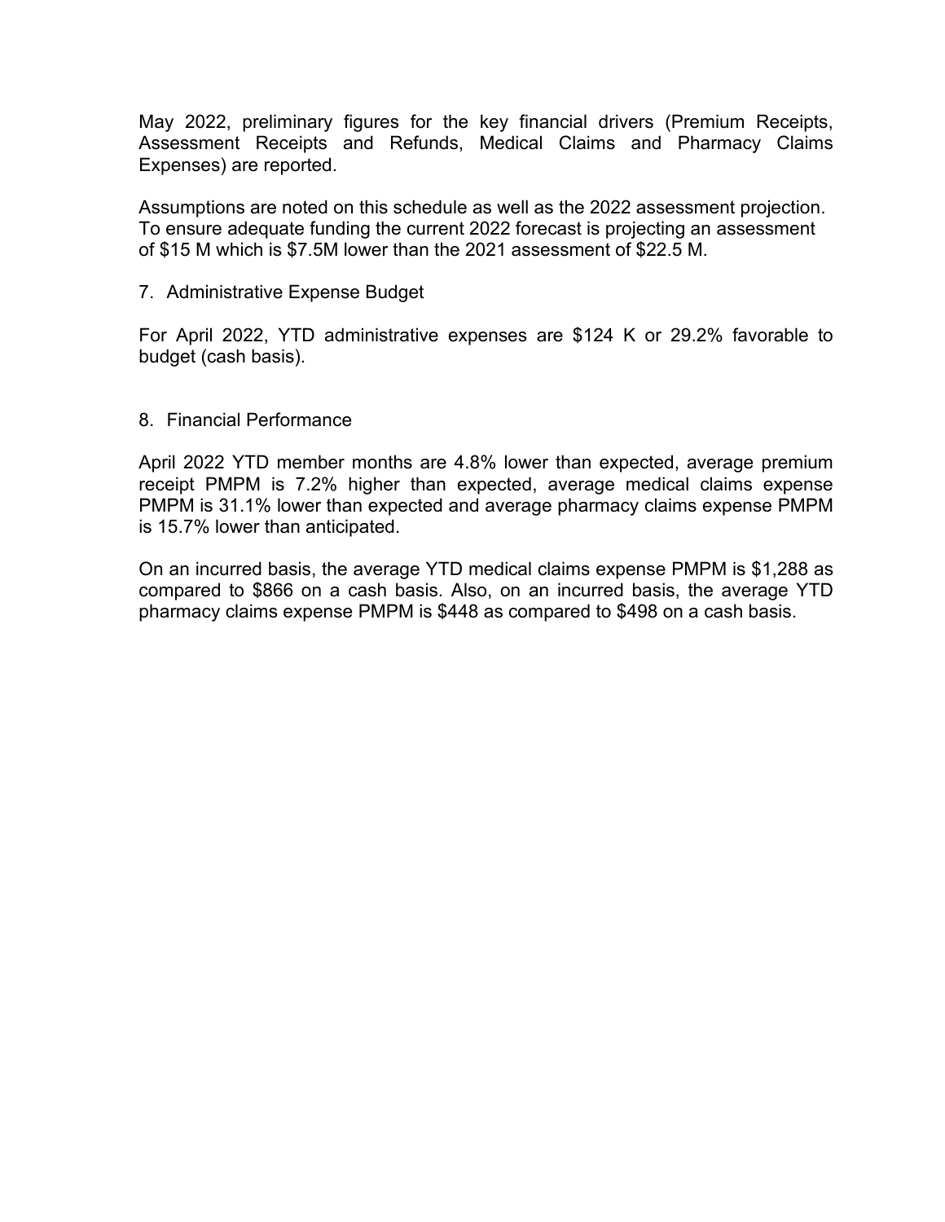May 2022, preliminary figures for the key financial drivers (Premium Receipts, Assessment Receipts and Refunds, Medical Claims and Pharmacy Claims Expenses) are reported.

Assumptions are noted on this schedule as well as the 2022 assessment projection. To ensure adequate funding the current 2022 forecast is projecting an assessment of $15 M which is $7.5M lower than the 2021 assessment of $22.5 M.

7. Administrative Expense Budget

For April 2022, YTD administrative expenses are $124 K or 29.2% favorable to budget (cash basis).

8. Financial Performance

April 2022 YTD member months are 4.8% lower than expected, average premium receipt PMPM is 7.2% higher than expected, average medical claims expense PMPM is 31.1% lower than expected and average pharmacy claims expense PMPM is 15.7% lower than anticipated.

On an incurred basis, the average YTD medical claims expense PMPM is $1,288 as compared to $866 on a cash basis. Also, on an incurred basis, the average YTD pharmacy claims expense PMPM is $448 as compared to $498 on a cash basis.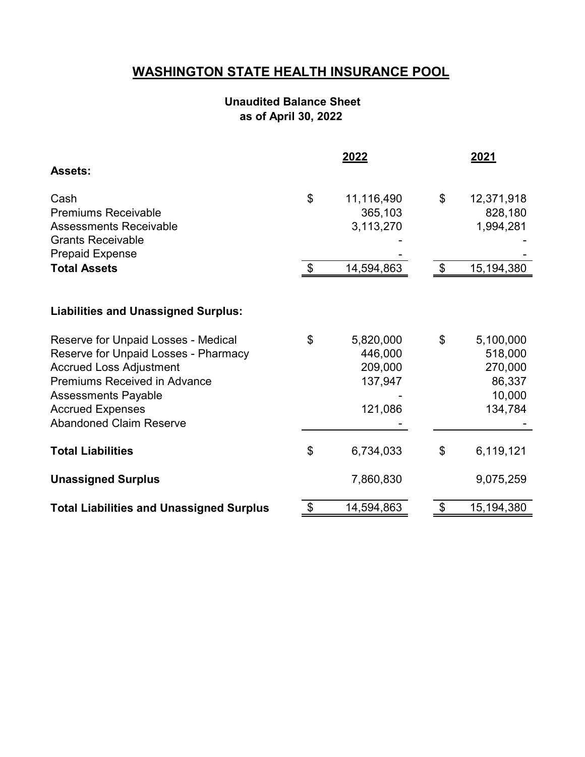# WASHINGTON STATE HEALTH INSURANCE POOL

**Unaudited Balance Sheet**
**as of April 30, 2022**

| | 2022 | 2021 |
|---|---|---|
| **Assets:** | | |
| Cash | $ 11,116,490 | $ 12,371,918 |
| Premiums Receivable | 365,103 | 828,180 |
| Assessments Receivable | 3,113,270 | 1,994,281 |
| Grants Receivable | - | - |
| Prepaid Expense | - | - |
| **Total Assets** | $ 14,594,863 | $ 15,194,380 |
| **Liabilities and Unassigned Surplus:** | | |
| Reserve for Unpaid Losses - Medical | $ 5,820,000 | $ 5,100,000 |
| Reserve for Unpaid Losses - Pharmacy | 446,000 | 518,000 |
| Accrued Loss Adjustment | 209,000 | 270,000 |
| Premiums Received in Advance | 137,947 | 86,337 |
| Assessments Payable | - | 10,000 |
| Accrued Expenses | 121,086 | 134,784 |
| Abandoned Claim Reserve | - | - |
| **Total Liabilities** | $ 6,734,033 | $ 6,119,121 |
| **Unassigned Surplus** | 7,860,830 | 9,075,259 |
| **Total Liabilities and Unassigned Surplus** | $ 14,594,863 | $ 15,194,380 |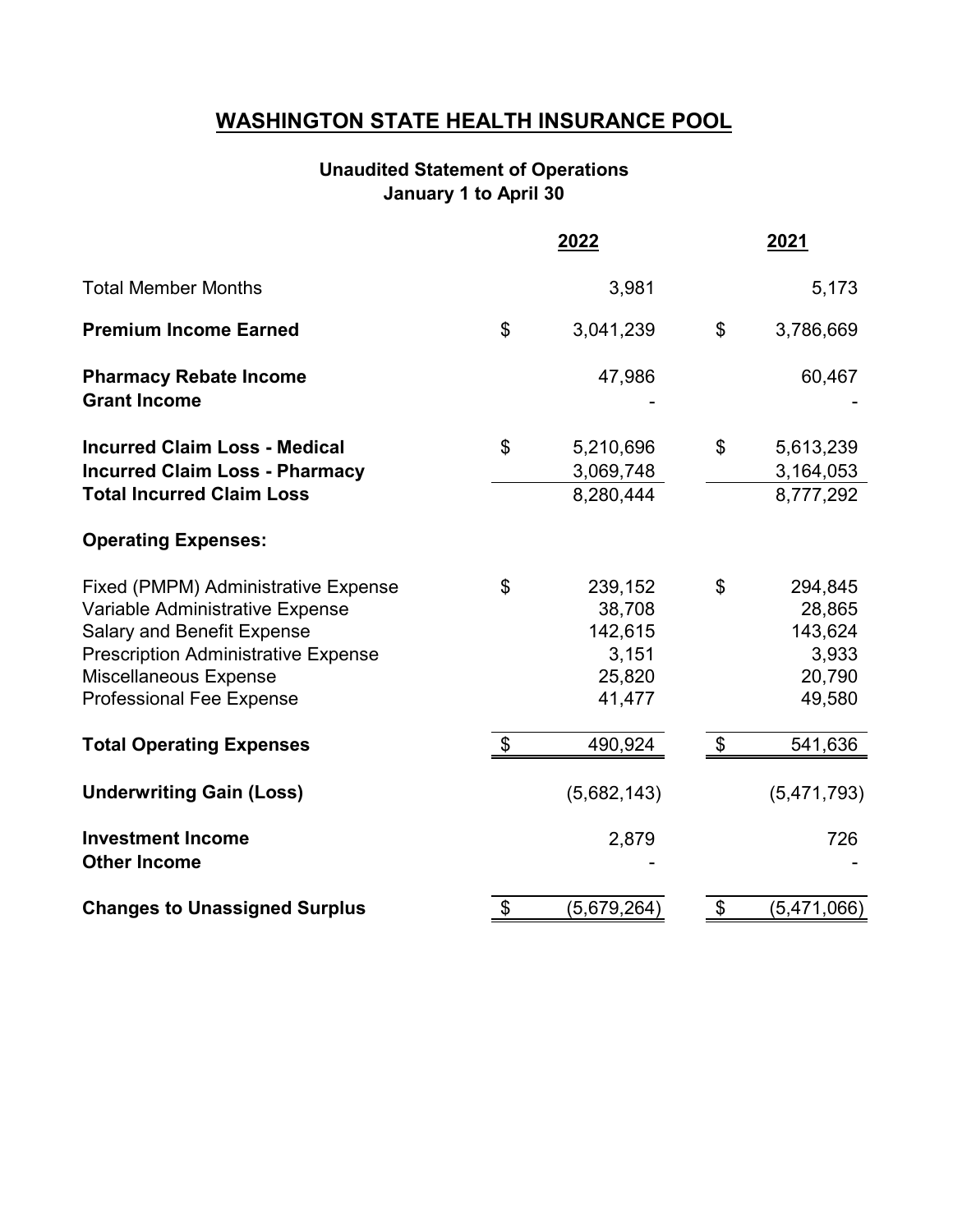# WASHINGTON STATE HEALTH INSURANCE POOL

**Unaudited Statement of Operations**
**January 1 to April 30**

| | 2022 | 2021 |
|---|---|---|
| Total Member Months | 3,981 | 5,173 |
| **Premium Income Earned** | $ 3,041,239 | $ 3,786,669 |
| **Pharmacy Rebate Income** | 47,986 | 60,467 |
| **Grant Income** | - | - |
| **Incurred Claim Loss - Medical** | $ 5,210,696 | $ 5,613,239 |
| **Incurred Claim Loss - Pharmacy** | 3,069,748 | 3,164,053 |
| **Total Incurred Claim Loss** | 8,280,444 | 8,777,292 |
| **Operating Expenses:** | | |
| Fixed (PMPM) Administrative Expense | $ 239,152 | $ 294,845 |
| Variable Administrative Expense | 38,708 | 28,865 |
| Salary and Benefit Expense | 142,615 | 143,624 |
| Prescription Administrative Expense | 3,151 | 3,933 |
| Miscellaneous Expense | 25,820 | 20,790 |
| Professional Fee Expense | 41,477 | 49,580 |
| **Total Operating Expenses** | $ 490,924 | $ 541,636 |
| **Underwriting Gain (Loss)** | (5,682,143) | (5,471,793) |
| **Investment Income** | 2,879 | 726 |
| **Other Income** | - | - |
| **Changes to Unassigned Surplus** | $ (5,679,264) | $ (5,471,066) |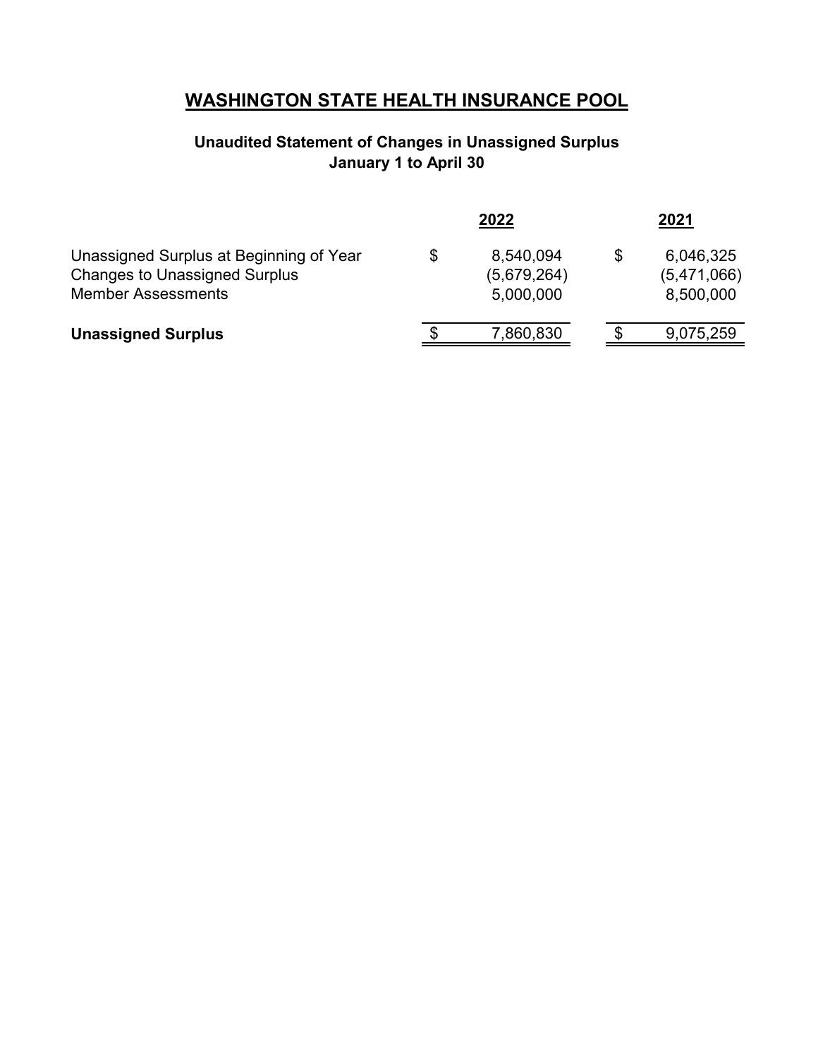# WASHINGTON STATE HEALTH INSURANCE POOL

### Unaudited Statement of Changes in Unassigned Surplus
### January 1 to April 30

| | 2022 | 2021 |
|---|---|---|
| Unassigned Surplus at Beginning of Year | $ 8,540,094 | $ 6,046,325 |
| Changes to Unassigned Surplus | (5,679,264) | (5,471,066) |
| Member Assessments | 5,000,000 | 8,500,000 |
| **Unassigned Surplus** | $ 7,860,830 | $ 9,075,259 |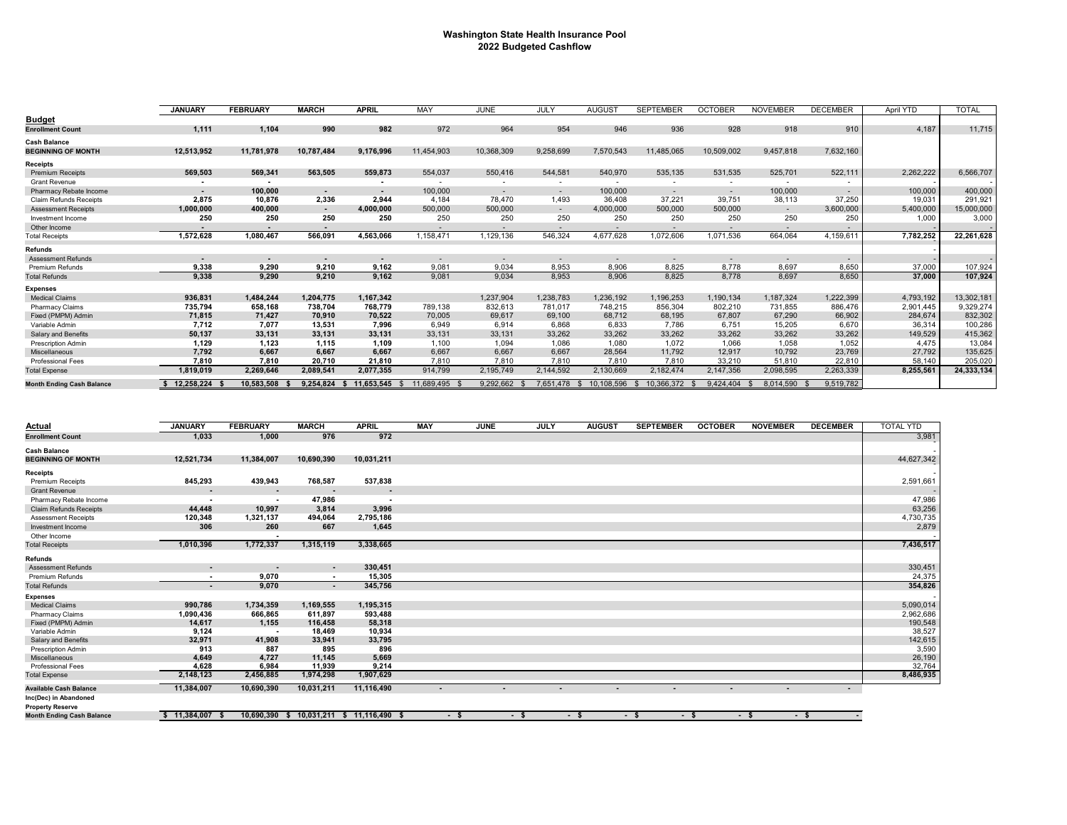# Washington State Health Insurance Pool
## 2022 Budgeted Cashflow

| | JANUARY | FEBRUARY | MARCH | APRIL | MAY | JUNE | JULY | AUGUST | SEPTEMBER | OCTOBER | NOVEMBER | DECEMBER | April YTD | TOTAL |
|---|---|---|---|---|---|---|---|---|---|---|---|---|---|---|
| **Budget** | | | | | | | | | | | | | | |
| **Enrollment Count** | 1,111 | 1,104 | 990 | 982 | 972 | 964 | 954 | 946 | 936 | 928 | 918 | 910 | 4,187 | 11,715 |
| **Cash Balance** | | | | | | | | | | | | | | |
| **BEGINNING OF MONTH** | 12,513,952 | 11,781,978 | 10,787,484 | 9,176,996 | 11,454,903 | 10,368,309 | 9,258,699 | 7,570,543 | 11,485,065 | 10,509,002 | 9,457,818 | 7,632,160 | | |
| **Receipts** | | | | | | | | | | | | | | |
| Premium Receipts | 569,503 | 569,341 | 563,505 | 559,873 | 554,037 | 550,416 | 544,581 | 540,970 | 535,135 | 531,535 | 525,701 | 522,111 | 2,262,222 | 6,566,707 |
| Grant Revenue | - | - | | - | - | - | - | - | - | - | - | - | - | - |
| Pharmacy Rebate Income | - | 100,000 | - | - | 100,000 | - | - | 100,000 | - | - | 100,000 | - | 100,000 | 400,000 |
| Claim Refunds Receipts | 2,875 | 10,876 | 2,336 | 2,944 | 4,184 | 78,470 | 1,493 | 36,408 | 37,221 | 39,751 | 38,113 | 37,250 | 19,031 | 291,921 |
| Assessment Receipts | 1,000,000 | 400,000 | - | 4,000,000 | 500,000 | 500,000 | - | 4,000,000 | 500,000 | 500,000 | - | 3,600,000 | 5,400,000 | 15,000,000 |
| Investment Income | 250 | 250 | 250 | 250 | 250 | 250 | 250 | 250 | 250 | 250 | 250 | 250 | 1,000 | 3,000 |
| Other Income | - | - | - | | - | - | - | - | - | - | - | - | - | - |
| Total Receipts | 1,572,628 | 1,080,467 | 566,091 | 4,563,066 | 1,158,471 | 1,129,136 | 546,324 | 4,677,628 | 1,072,606 | 1,071,536 | 664,064 | 4,159,611 | 7,782,252 | 22,261,628 |
| **Refunds** | | | | | | | | | | | | | | |
| Assessment Refunds | - | - | - | - | - | - | - | - | - | - | - | - | - | - |
| Premium Refunds | 9,338 | 9,290 | 9,210 | 9,162 | 9,081 | 9,034 | 8,953 | 8,906 | 8,825 | 8,778 | 8,697 | 8,650 | 37,000 | 107,924 |
| Total Refunds | 9,338 | 9,290 | 9,210 | 9,162 | 9,081 | 9,034 | 8,953 | 8,906 | 8,825 | 8,778 | 8,697 | 8,650 | 37,000 | 107,924 |
| **Expenses** | | | | | | | | | | | | | | |
| Medical Claims | 936,831 | 1,484,244 | 1,204,775 | 1,167,342 | | 1,237,904 | 1,238,783 | 1,236,192 | 1,196,253 | 1,190,134 | 1,187,324 | 1,222,399 | 4,793,192 | 13,302,181 |
| Pharmacy Claims | 735,794 | 658,168 | 738,704 | 768,779 | 789,138 | 832,613 | 781,017 | 748,215 | 856,304 | 802,210 | 731,855 | 886,476 | 2,901,445 | 9,329,274 |
| Fixed (PMPM) Admin | 71,815 | 71,427 | 70,910 | 70,522 | 70,005 | 69,617 | 69,100 | 68,712 | 68,195 | 67,807 | 67,290 | 66,902 | 284,674 | 832,302 |
| Variable Admin | 7,712 | 7,077 | 13,531 | 7,996 | 6,949 | 6,914 | 6,868 | 6,833 | 7,786 | 6,751 | 15,205 | 6,670 | 36,314 | 100,286 |
| Salary and Benefits | 50,137 | 33,131 | 33,131 | 33,131 | 33,131 | 33,131 | 33,262 | 33,262 | 33,262 | 33,262 | 33,262 | 33,262 | 149,529 | 415,362 |
| Prescription Admin | 1,129 | 1,123 | 1,115 | 1,109 | 1,100 | 1,094 | 1,086 | 1,080 | 1,072 | 1,066 | 1,058 | 1,052 | 4,475 | 13,084 |
| Miscellaneous | 7,792 | 6,667 | 6,667 | 6,667 | 6,667 | 6,667 | 6,667 | 28,564 | 11,792 | 12,917 | 10,792 | 23,769 | 27,792 | 135,625 |
| Professional Fees | 7,810 | 7,810 | 20,710 | 21,810 | 7,810 | 7,810 | 7,810 | 7,810 | 7,810 | 33,210 | 51,810 | 22,810 | 58,140 | 205,020 |
| Total Expense | 1,819,019 | 2,269,646 | 2,089,541 | 2,077,355 | 914,799 | 2,195,749 | 2,144,592 | 2,130,669 | 2,182,474 | 2,147,356 | 2,098,595 | 2,263,339 | 8,255,561 | 24,333,134 |
| **Month Ending Cash Balance** | $ 12,258,224 | $ 10,583,508 | $ 9,254,824 | $ 11,653,545 | $ 11,689,495 | $ 9,292,662 | $ 7,651,478 | $ 10,108,596 | $ 10,366,372 | $ 9,424,404 | $ 8,014,590 | $ 9,519,782 | | |

| **Actual** | JANUARY | FEBRUARY | MARCH | APRIL | MAY | JUNE | JULY | AUGUST | SEPTEMBER | OCTOBER | NOVEMBER | DECEMBER | TOTAL YTD |
|---|---|---|---|---|---|---|---|---|---|---|---|---|---|
| **Enrollment Count** | 1,033 | 1,000 | 976 | 972 | | | | | | | | | 3,981 |
| **Cash Balance** | | | | | | | | | | | | | - |
| **BEGINNING OF MONTH** | 12,521,734 | 11,384,007 | 10,690,390 | 10,031,211 | | | | | | | | | 44,627,342 |
| **Receipts** | | | | | | | | | | | | | - |
| Premium Receipts | 845,293 | 439,943 | 768,587 | 537,838 | | | | | | | | | 2,591,661 |
| Grant Revenue | - | - | - | - | | | | | | | | | - |
| Pharmacy Rebate Income | - | - | 47,986 | - | | | | | | | | | 47,986 |
| Claim Refunds Receipts | 44,448 | 10,997 | 3,814 | 3,996 | | | | | | | | | 63,256 |
| Assessment Receipts | 120,348 | 1,321,137 | 494,064 | 2,795,186 | | | | | | | | | 4,730,735 |
| Investment Income | 306 | 260 | 667 | 1,645 | | | | | | | | | 2,879 |
| Other Income | | - | | | | | | | | | | | - |
| Total Receipts | 1,010,396 | 1,772,337 | 1,315,119 | 3,338,665 | | | | | | | | | 7,436,517 |
| **Refunds** | | | | | | | | | | | | | |
| Assessment Refunds | - | - | - | 330,451 | | | | | | | | | 330,451 |
| Premium Refunds | - | 9,070 | - | 15,305 | | | | | | | | | 24,375 |
| Total Refunds | - | 9,070 | - | 345,756 | | | | | | | | | 354,826 |
| **Expenses** | | | | | | | | | | | | | - |
| Medical Claims | 990,786 | 1,734,359 | 1,169,555 | 1,195,315 | | | | | | | | | 5,090,014 |
| Pharmacy Claims | 1,090,436 | 666,865 | 611,897 | 593,488 | | | | | | | | | 2,962,686 |
| Fixed (PMPM) Admin | 14,617 | 1,155 | 116,458 | 58,318 | | | | | | | | | 190,548 |
| Variable Admin | 9,124 | - | 18,469 | 10,934 | | | | | | | | | 38,527 |
| Salary and Benefits | 32,971 | 41,908 | 33,941 | 33,795 | | | | | | | | | 142,615 |
| Prescription Admin | 913 | 887 | 895 | 896 | | | | | | | | | 3,590 |
| Miscellaneous | 4,649 | 4,727 | 11,145 | 5,669 | | | | | | | | | 26,190 |
| Professional Fees | 4,628 | 6,984 | 11,939 | 9,214 | | | | | | | | | 32,764 |
| Total Expense | 2,148,123 | 2,456,885 | 1,974,298 | 1,907,629 | | | | | | | | | 8,486,935 |
| **Available Cash Balance** | 11,384,007 | 10,690,390 | 10,031,211 | 11,116,490 | - | - | - | - | - | - | - | - | |
| **Inc(Dec) in Abandoned Property Reserve** | | | | | | | | | | | | | |
| **Month Ending Cash Balance** | $ 11,384,007 | $ 10,690,390 | $ 10,031,211 | $ 11,116,490 | $ - | $ - | $ - | $ - | $ - | $ - | $ - | $ - | |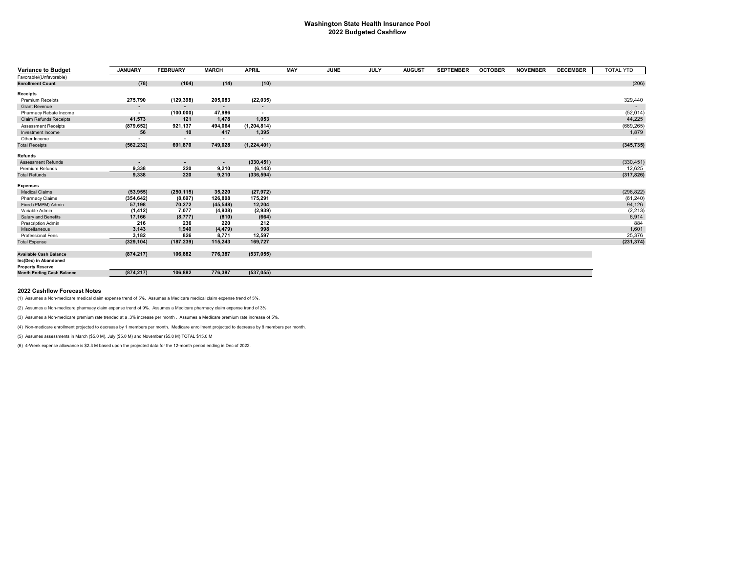# Washington State Health Insurance Pool
## 2022 Budgeted Cashflow

| Variance to Budget | JANUARY | FEBRUARY | MARCH | APRIL | MAY | JUNE | JULY | AUGUST | SEPTEMBER | OCTOBER | NOVEMBER | DECEMBER | TOTAL YTD |
|---|---|---|---|---|---|---|---|---|---|---|---|---|---|
| Favorable/(Unfavorable) | | | | | | | | | | | | | |
| **Enrollment Count** | (78) | (104) | (14) | (10) | | | | | | | | | (206) |
| **Receipts** | | | | | | | | | | | | | |
| Premium Receipts | 275,790 | (129,398) | 205,083 | (22,035) | | | | | | | | | 329,440 |
| Grant Revenue | - | - | - | - | | | | | | | | | - |
| Pharmacy Rebate Income | - | (100,000) | 47,986 | - | | | | | | | | | (52,014) |
| Claim Refunds Receipts | 41,573 | 121 | 1,478 | 1,053 | | | | | | | | | 44,225 |
| Assessment Receipts | (879,652) | 921,137 | 494,064 | (1,204,814) | | | | | | | | | (669,265) |
| Investment Income | 56 | 10 | 417 | 1,395 | | | | | | | | | 1,879 |
| Other Income | - | - | - | - | | | | | | | | | - |
| Total Receipts | (562,232) | 691,870 | 749,028 | (1,224,401) | | | | | | | | | (345,735) |
| **Refunds** | | | | | | | | | | | | | |
| Assessment Refunds | - | - | - | (330,451) | | | | | | | | | (330,451) |
| Premium Refunds | 9,338 | 220 | 9,210 | (6,143) | | | | | | | | | 12,625 |
| Total Refunds | 9,338 | 220 | 9,210 | (336,594) | | | | | | | | | (317,826) |
| **Expenses** | | | | | | | | | | | | | |
| Medical Claims | (53,955) | (250,115) | 35,220 | (27,972) | | | | | | | | | (296,822) |
| Pharmacy Claims | (354,642) | (8,697) | 126,808 | 175,291 | | | | | | | | | (61,240) |
| Fixed (PMPM) Admin | 57,198 | 70,272 | (45,548) | 12,204 | | | | | | | | | 94,126 |
| Variable Admin | (1,412) | 7,077 | (4,938) | (2,939) | | | | | | | | | (2,213) |
| Salary and Benefits | 17,166 | (8,777) | (810) | (664) | | | | | | | | | 6,914 |
| Prescription Admin | 216 | 236 | 220 | 212 | | | | | | | | | 884 |
| Miscellaneous | 3,143 | 1,940 | (4,479) | 998 | | | | | | | | | 1,601 |
| Professional Fees | 3,182 | 826 | 8,771 | 12,597 | | | | | | | | | 25,376 |
| Total Expense | (329,104) | (187,239) | 115,243 | 169,727 | | | | | | | | | (231,374) |
| **Available Cash Balance** | (874,217) | 106,882 | 776,387 | (537,055) | | | | | | | | | |
| **Inc(Dec) in Abandoned Property Reserve** | | | | | | | | | | | | | |
| **Month Ending Cash Balance** | (874,217) | 106,882 | 776,387 | (537,055) | | | | | | | | | |

### 2022 Cashflow Forecast Notes

(1) Assumes a Non-medicare medical claim expense trend of 5%. Assumes a Medicare medical claim expense trend of 5%.

(2) Assumes a Non-medicare pharmacy claim expense trend of 9%. Assumes a Medicare pharmacy claim expense trend of 3%.

(3) Assumes a Non-medicare premium rate trended at a .3% increase per month . Assumes a Medicare premium rate increase of 5%.

(4) Non-medicare enrollment projected to decrease by 1 members per month. Medicare enrollment projected to decrease by 8 members per month.

(5) Assumes assessments in March ($5.0 M), July ($5.0 M) and November ($5.0 M) TOTAL $15.0 M

(6) 4-Week expense allowance is $2.3 M based upon the projected data for the 12-month period ending in Dec of 2022.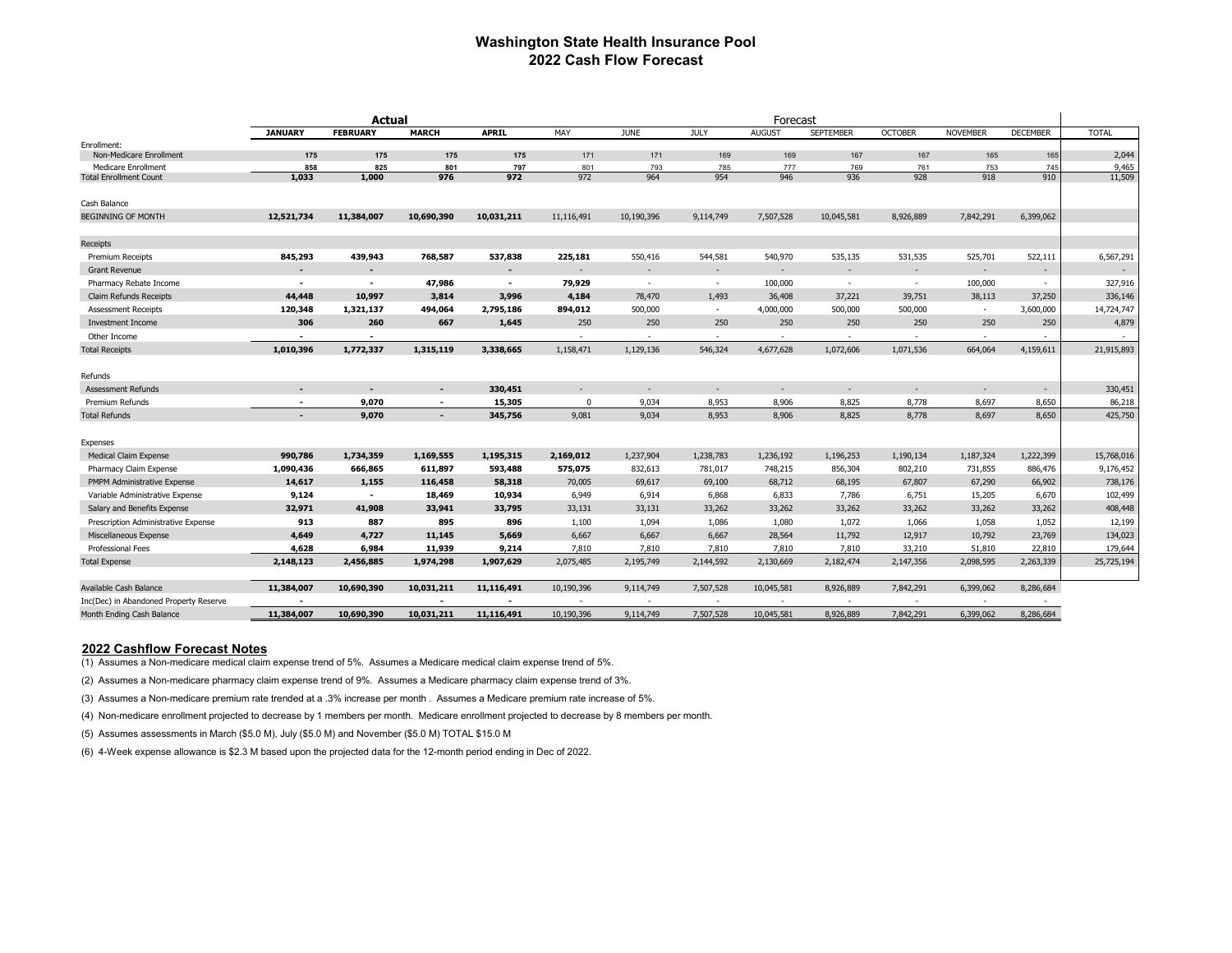# Washington State Health Insurance Pool
## 2022 Cash Flow Forecast

| | Actual | | | | Forecast | | | | | | | | |
|---|---|---|---|---|---|---|---|---|---|---|---|---|---|
| | **JANUARY** | **FEBRUARY** | **MARCH** | **APRIL** | MAY | JUNE | JULY | AUGUST | SEPTEMBER | OCTOBER | NOVEMBER | DECEMBER | TOTAL |
| Enrollment: | | | | | | | | | | | | | |
| Non-Medicare Enrollment | 175 | 175 | 175 | 175 | 171 | 171 | 169 | 169 | 167 | 167 | 165 | 165 | 2,044 |
| Medicare Enrollment | 858 | 825 | 801 | 797 | 801 | 793 | 785 | 777 | 769 | 761 | 753 | 745 | 9,465 |
| Total Enrollment Count | 1,033 | 1,000 | 976 | 972 | 972 | 964 | 954 | 946 | 936 | 928 | 918 | 910 | 11,509 |
| Cash Balance | | | | | | | | | | | | | |
| BEGINNING OF MONTH | 12,521,734 | 11,384,007 | 10,690,390 | 10,031,211 | 11,116,491 | 10,190,396 | 9,114,749 | 7,507,528 | 10,045,581 | 8,926,889 | 7,842,291 | 6,399,062 | |
| Receipts | | | | | | | | | | | | | |
| Premium Receipts | 845,293 | 439,943 | 768,587 | 537,838 | 225,181 | 550,416 | 544,581 | 540,970 | 535,135 | 531,535 | 525,701 | 522,111 | 6,567,291 |
| Grant Revenue | - | - | | - | - | - | - | - | - | - | - | - | - |
| Pharmacy Rebate Income | - | - | 47,986 | - | 79,929 | - | - | 100,000 | - | - | 100,000 | - | 327,916 |
| Claim Refunds Receipts | 44,448 | 10,997 | 3,814 | 3,996 | 4,184 | 78,470 | 1,493 | 36,408 | 37,221 | 39,751 | 38,113 | 37,250 | 336,146 |
| Assessment Receipts | 120,348 | 1,321,137 | 494,064 | 2,795,186 | 894,012 | 500,000 | - | 4,000,000 | 500,000 | 500,000 | - | 3,600,000 | 14,724,747 |
| Investment Income | 306 | 260 | 667 | 1,645 | 250 | 250 | 250 | 250 | 250 | 250 | 250 | 250 | 4,879 |
| Other Income | - | - | | | - | - | - | - | - | - | - | - | - |
| Total Receipts | 1,010,396 | 1,772,337 | 1,315,119 | 3,338,665 | 1,158,471 | 1,129,136 | 546,324 | 4,677,628 | 1,072,606 | 1,071,536 | 664,064 | 4,159,611 | 21,915,893 |
| Refunds | | | | | | | | | | | | | |
| Assessment Refunds | - | - | - | 330,451 | - | - | - | - | - | - | - | - | 330,451 |
| Premium Refunds | - | 9,070 | - | 15,305 | 0 | 9,034 | 8,953 | 8,906 | 8,825 | 8,778 | 8,697 | 8,650 | 86,218 |
| Total Refunds | - | 9,070 | - | 345,756 | 9,081 | 9,034 | 8,953 | 8,906 | 8,825 | 8,778 | 8,697 | 8,650 | 425,750 |
| Expenses | | | | | | | | | | | | | |
| Medical Claim Expense | 990,786 | 1,734,359 | 1,169,555 | 1,195,315 | 2,169,012 | 1,237,904 | 1,238,783 | 1,236,192 | 1,196,253 | 1,190,134 | 1,187,324 | 1,222,399 | 15,768,016 |
| Pharmacy Claim Expense | 1,090,436 | 666,865 | 611,897 | 593,488 | 575,075 | 832,613 | 781,017 | 748,215 | 856,304 | 802,210 | 731,855 | 886,476 | 9,176,452 |
| PMPM Administrative Expense | 14,617 | 1,155 | 116,458 | 58,318 | 70,005 | 69,617 | 69,100 | 68,712 | 68,195 | 67,807 | 67,290 | 66,902 | 738,176 |
| Variable Administrative Expense | 9,124 | - | 18,469 | 10,934 | 6,949 | 6,914 | 6,868 | 6,833 | 7,786 | 6,751 | 15,205 | 6,670 | 102,499 |
| Salary and Benefits Expense | 32,971 | 41,908 | 33,941 | 33,795 | 33,131 | 33,131 | 33,262 | 33,262 | 33,262 | 33,262 | 33,262 | 33,262 | 408,448 |
| Prescription Administrative Expense | 913 | 887 | 895 | 896 | 1,100 | 1,094 | 1,086 | 1,080 | 1,072 | 1,066 | 1,058 | 1,052 | 12,199 |
| Miscellaneous Expense | 4,649 | 4,727 | 11,145 | 5,669 | 6,667 | 6,667 | 6,667 | 28,564 | 11,792 | 12,917 | 10,792 | 23,769 | 134,023 |
| Professional Fees | 4,628 | 6,984 | 11,939 | 9,214 | 7,810 | 7,810 | 7,810 | 7,810 | 7,810 | 33,210 | 51,810 | 22,810 | 179,644 |
| Total Expense | 2,148,123 | 2,456,885 | 1,974,298 | 1,907,629 | 2,075,485 | 2,195,749 | 2,144,592 | 2,130,669 | 2,182,474 | 2,147,356 | 2,098,595 | 2,263,339 | 25,725,194 |
| Available Cash Balance | 11,384,007 | 10,690,390 | 10,031,211 | 11,116,491 | 10,190,396 | 9,114,749 | 7,507,528 | 10,045,581 | 8,926,889 | 7,842,291 | 6,399,062 | 8,286,684 | |
| Inc(Dec) in Abandoned Property Reserve | - | | - | - | - | - | - | - | - | - | - | - | |
| Month Ending Cash Balance | 11,384,007 | 10,690,390 | 10,031,211 | 11,116,491 | 10,190,396 | 9,114,749 | 7,507,528 | 10,045,581 | 8,926,889 | 7,842,291 | 6,399,062 | 8,286,684 | |

### 2022 Cashflow Forecast Notes

(1) Assumes a Non-medicare medical claim expense trend of 5%. Assumes a Medicare medical claim expense trend of 5%.

(2) Assumes a Non-medicare pharmacy claim expense trend of 9%. Assumes a Medicare pharmacy claim expense trend of 3%.

(3) Assumes a Non-medicare premium rate trended at a .3% increase per month . Assumes a Medicare premium rate increase of 5%.

(4) Non-medicare enrollment projected to decrease by 1 members per month. Medicare enrollment projected to decrease by 8 members per month.

(5) Assumes assessments in March ($5.0 M), July ($5.0 M) and November ($5.0 M) TOTAL $15.0 M

(6) 4-Week expense allowance is $2.3 M based upon the projected data for the 12-month period ending in Dec of 2022.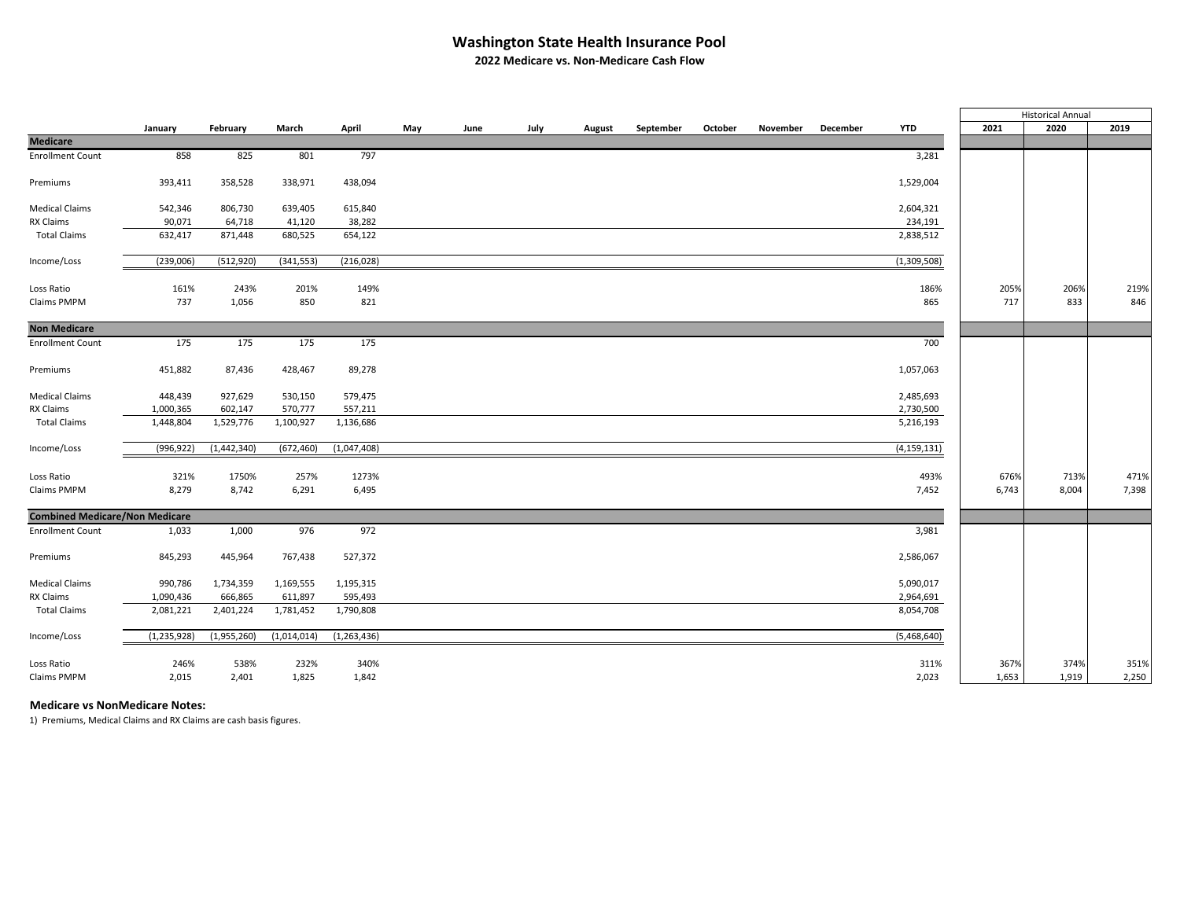# Washington State Health Insurance Pool

## 2022 Medicare vs. Non-Medicare Cash Flow

| | January | February | March | April | May | June | July | August | September | October | November | December | YTD | 2021 | 2020 | 2019 |
|---|---|---|---|---|---|---|---|---|---|---|---|---|---|---|---|---|
| | | | | | | | | | | | | | | Historical Annual | | |
| **Medicare** | | | | | | | | | | | | | | | | |
| Enrollment Count | 858 | 825 | 801 | 797 | | | | | | | | | 3,281 | | | |
| Premiums | 393,411 | 358,528 | 338,971 | 438,094 | | | | | | | | | 1,529,004 | | | |
| Medical Claims | 542,346 | 806,730 | 639,405 | 615,840 | | | | | | | | | 2,604,321 | | | |
| RX Claims | 90,071 | 64,718 | 41,120 | 38,282 | | | | | | | | | 234,191 | | | |
| Total Claims | 632,417 | 871,448 | 680,525 | 654,122 | | | | | | | | | 2,838,512 | | | |
| Income/Loss | (239,006) | (512,920) | (341,553) | (216,028) | | | | | | | | | (1,309,508) | | | |
| Loss Ratio | 161% | 243% | 201% | 149% | | | | | | | | | 186% | 205% | 206% | 219% |
| Claims PMPM | 737 | 1,056 | 850 | 821 | | | | | | | | | 865 | 717 | 833 | 846 |
| **Non Medicare** | | | | | | | | | | | | | | | | |
| Enrollment Count | 175 | 175 | 175 | 175 | | | | | | | | | 700 | | | |
| Premiums | 451,882 | 87,436 | 428,467 | 89,278 | | | | | | | | | 1,057,063 | | | |
| Medical Claims | 448,439 | 927,629 | 530,150 | 579,475 | | | | | | | | | 2,485,693 | | | |
| RX Claims | 1,000,365 | 602,147 | 570,777 | 557,211 | | | | | | | | | 2,730,500 | | | |
| Total Claims | 1,448,804 | 1,529,776 | 1,100,927 | 1,136,686 | | | | | | | | | 5,216,193 | | | |
| Income/Loss | (996,922) | (1,442,340) | (672,460) | (1,047,408) | | | | | | | | | (4,159,131) | | | |
| Loss Ratio | 321% | 1750% | 257% | 1273% | | | | | | | | | 493% | 676% | 713% | 471% |
| Claims PMPM | 8,279 | 8,742 | 6,291 | 6,495 | | | | | | | | | 7,452 | 6,743 | 8,004 | 7,398 |
| **Combined Medicare/Non Medicare** | | | | | | | | | | | | | | | | |
| Enrollment Count | 1,033 | 1,000 | 976 | 972 | | | | | | | | | 3,981 | | | |
| Premiums | 845,293 | 445,964 | 767,438 | 527,372 | | | | | | | | | 2,586,067 | | | |
| Medical Claims | 990,786 | 1,734,359 | 1,169,555 | 1,195,315 | | | | | | | | | 5,090,017 | | | |
| RX Claims | 1,090,436 | 666,865 | 611,897 | 595,493 | | | | | | | | | 2,964,691 | | | |
| Total Claims | 2,081,221 | 2,401,224 | 1,781,452 | 1,790,808 | | | | | | | | | 8,054,708 | | | |
| Income/Loss | (1,235,928) | (1,955,260) | (1,014,014) | (1,263,436) | | | | | | | | | (5,468,640) | | | |
| Loss Ratio | 246% | 538% | 232% | 340% | | | | | | | | | 311% | 367% | 374% | 351% |
| Claims PMPM | 2,015 | 2,401 | 1,825 | 1,842 | | | | | | | | | 2,023 | 1,653 | 1,919 | 2,250 |

### Medicare vs NonMedicare Notes:

1) Premiums, Medical Claims and RX Claims are cash basis figures.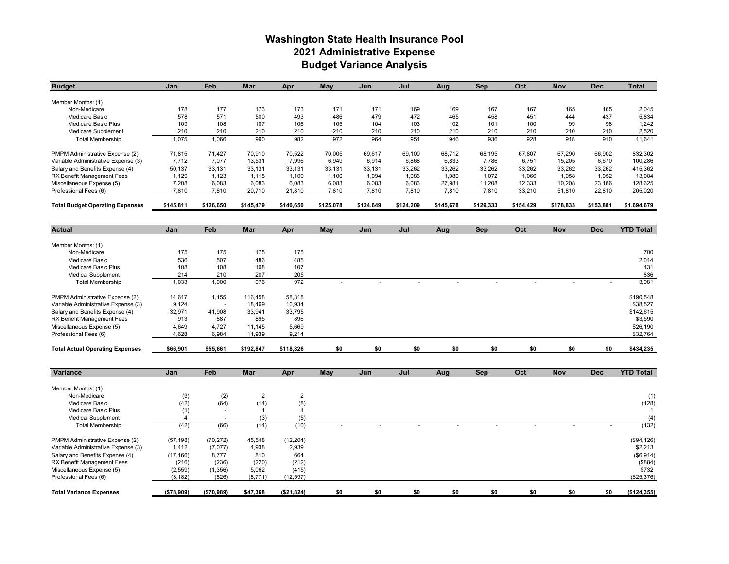# Washington State Health Insurance Pool
## 2021 Administrative Expense
## Budget Variance Analysis

| Budget | Jan | Feb | Mar | Apr | May | Jun | Jul | Aug | Sep | Oct | Nov | Dec | Total |
|---|---|---|---|---|---|---|---|---|---|---|---|---|---|
| Member Months: (1) | | | | | | | | | | | | | |
| Non-Medicare | 178 | 177 | 173 | 173 | 171 | 171 | 169 | 169 | 167 | 167 | 165 | 165 | 2,045 |
| Medicare Basic | 578 | 571 | 500 | 493 | 486 | 479 | 472 | 465 | 458 | 451 | 444 | 437 | 5,834 |
| Medicare Basic Plus | 109 | 108 | 107 | 106 | 105 | 104 | 103 | 102 | 101 | 100 | 99 | 98 | 1,242 |
| Medicare Supplement | 210 | 210 | 210 | 210 | 210 | 210 | 210 | 210 | 210 | 210 | 210 | 210 | 2,520 |
| Total Membership | 1,075 | 1,066 | 990 | 982 | 972 | 964 | 954 | 946 | 936 | 928 | 918 | 910 | 11,641 |
| PMPM Administrative Expense (2) | 71,815 | 71,427 | 70,910 | 70,522 | 70,005 | 69,617 | 69,100 | 68,712 | 68,195 | 67,807 | 67,290 | 66,902 | 832,302 |
| Variable Administrative Expense (3) | 7,712 | 7,077 | 13,531 | 7,996 | 6,949 | 6,914 | 6,868 | 6,833 | 7,786 | 6,751 | 15,205 | 6,670 | 100,286 |
| Salary and Benefits Expense (4) | 50,137 | 33,131 | 33,131 | 33,131 | 33,131 | 33,131 | 33,262 | 33,262 | 33,262 | 33,262 | 33,262 | 33,262 | 415,362 |
| RX Benefit Management Fees | 1,129 | 1,123 | 1,115 | 1,109 | 1,100 | 1,094 | 1,086 | 1,080 | 1,072 | 1,066 | 1,058 | 1,052 | 13,084 |
| Miscellaneous Expense (5) | 7,208 | 6,083 | 6,083 | 6,083 | 6,083 | 6,083 | 6,083 | 27,981 | 11,208 | 12,333 | 10,208 | 23,186 | 128,625 |
| Professional Fees (6) | 7,810 | 7,810 | 20,710 | 21,810 | 7,810 | 7,810 | 7,810 | 7,810 | 7,810 | 33,210 | 51,810 | 22,810 | 205,020 |
| **Total Budget Operating Expenses** | **$145,811** | **$126,650** | **$145,479** | **$140,650** | **$125,078** | **$124,649** | **$124,209** | **$145,678** | **$129,333** | **$154,429** | **$178,833** | **$153,881** | **$1,694,679** |

| Actual | Jan | Feb | Mar | Apr | May | Jun | Jul | Aug | Sep | Oct | Nov | Dec | YTD Total |
|---|---|---|---|---|---|---|---|---|---|---|---|---|---|
| Member Months: (1) | | | | | | | | | | | | | |
| Non-Medicare | 175 | 175 | 175 | 175 | | | | | | | | | 700 |
| Medicare Basic | 536 | 507 | 486 | 485 | | | | | | | | | 2,014 |
| Medicare Basic Plus | 108 | 108 | 108 | 107 | | | | | | | | | 431 |
| Medical Supplement | 214 | 210 | 207 | 205 | | | | | | | | | 836 |
| Total Membership | 1,033 | 1,000 | 976 | 972 | - | - | - | - | - | - | - | - | 3,981 |
| PMPM Administrative Expense (2) | 14,617 | 1,155 | 116,458 | 58,318 | | | | | | | | | $190,548 |
| Variable Administrative Expense (3) | 9,124 | - | 18,469 | 10,934 | | | | | | | | | $38,527 |
| Salary and Benefits Expense (4) | 32,971 | 41,908 | 33,941 | 33,795 | | | | | | | | | $142,615 |
| RX Benefit Management Fees | 913 | 887 | 895 | 896 | | | | | | | | | $3,590 |
| Miscellaneous Expense (5) | 4,649 | 4,727 | 11,145 | 5,669 | | | | | | | | | $26,190 |
| Professional Fees (6) | 4,628 | 6,984 | 11,939 | 9,214 | | | | | | | | | $32,764 |
| **Total Actual Operating Expenses** | **$66,901** | **$55,661** | **$192,847** | **$118,826** | **$0** | **$0** | **$0** | **$0** | **$0** | **$0** | **$0** | **$0** | **$434,235** |

| Variance | Jan | Feb | Mar | Apr | May | Jun | Jul | Aug | Sep | Oct | Nov | Dec | YTD Total |
|---|---|---|---|---|---|---|---|---|---|---|---|---|---|
| Member Months: (1) | | | | | | | | | | | | | |
| Non-Medicare | (3) | (2) | 2 | 2 | | | | | | | | | (1) |
| Medicare Basic | (42) | (64) | (14) | (8) | | | | | | | | | (128) |
| Medicare Basic Plus | (1) | - | 1 | 1 | | | | | | | | | 1 |
| Medical Supplement | 4 | - | (3) | (5) | | | | | | | | | (4) |
| Total Membership | (42) | (66) | (14) | (10) | - | - | - | - | - | - | - | - | (132) |
| PMPM Administrative Expense (2) | (57,198) | (70,272) | 45,548 | (12,204) | | | | | | | | | ($94,126) |
| Variable Administrative Expense (3) | 1,412 | (7,077) | 4,938 | 2,939 | | | | | | | | | $2,213 |
| Salary and Benefits Expense (4) | (17,166) | 8,777 | 810 | 664 | | | | | | | | | ($6,914) |
| RX Benefit Management Fees | (216) | (236) | (220) | (212) | | | | | | | | | ($884) |
| Miscellaneous Expense (5) | (2,559) | (1,356) | 5,062 | (415) | | | | | | | | | $732 |
| Professional Fees (6) | (3,182) | (826) | (8,771) | (12,597) | | | | | | | | | ($25,376) |
| **Total Variance Expenses** | **($78,909)** | **($70,989)** | **$47,368** | **($21,824)** | **$0** | **$0** | **$0** | **$0** | **$0** | **$0** | **$0** | **$0** | **($124,355)** |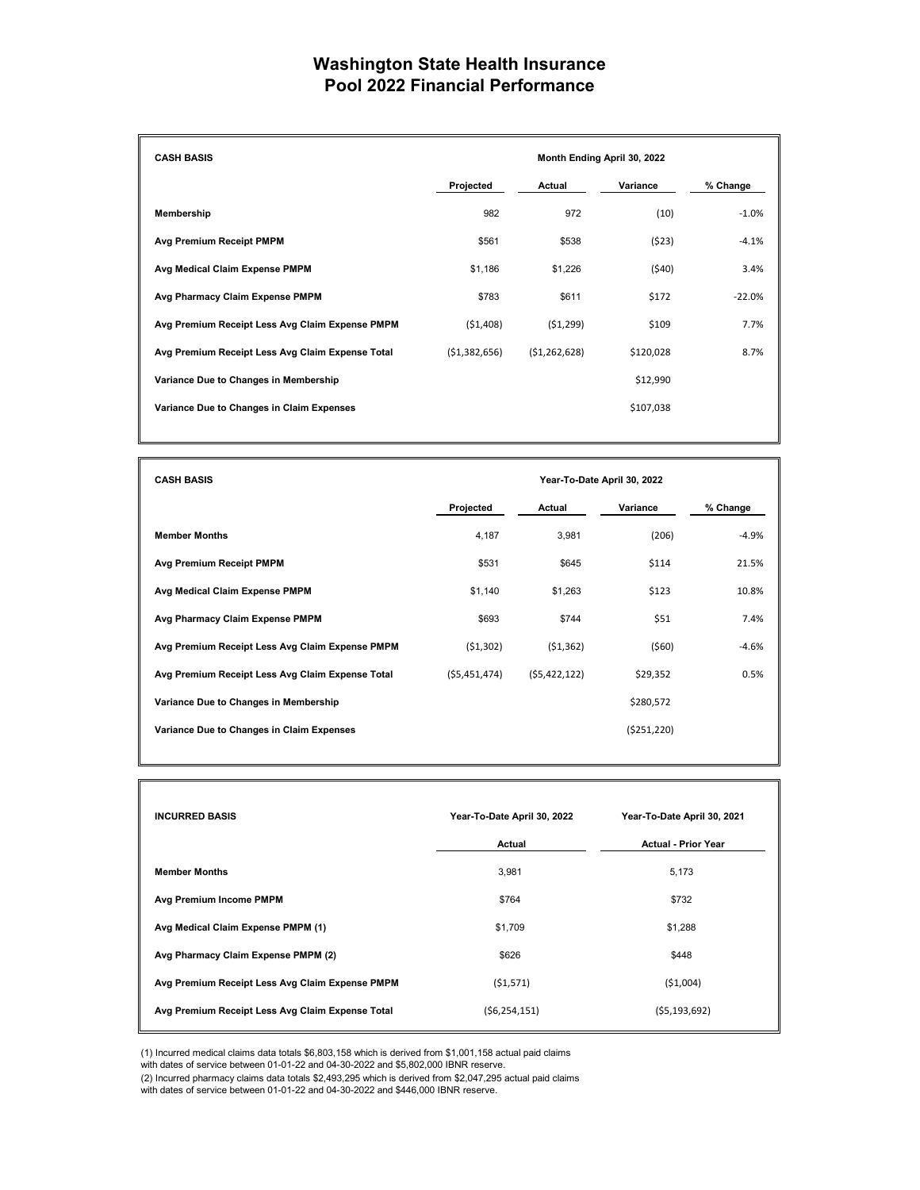# Washington State Health Insurance Pool 2022 Financial Performance

| CASH BASIS | Month Ending April 30, 2022 | | | |
|---|---|---|---|---|
| | Projected | Actual | Variance | % Change |
| Membership | 982 | 972 | (10) | -1.0% |
| Avg Premium Receipt PMPM | $561 | $538 | ($23) | -4.1% |
| Avg Medical Claim Expense PMPM | $1,186 | $1,226 | ($40) | 3.4% |
| Avg Pharmacy Claim Expense PMPM | $783 | $611 | $172 | -22.0% |
| Avg Premium Receipt Less Avg Claim Expense PMPM | ($1,408) | ($1,299) | $109 | 7.7% |
| Avg Premium Receipt Less Avg Claim Expense Total | ($1,382,656) | ($1,262,628) | $120,028 | 8.7% |
| Variance Due to Changes in Membership | | | $12,990 | |
| Variance Due to Changes in Claim Expenses | | | $107,038 | |

| CASH BASIS | Year-To-Date April 30, 2022 | | | |
|---|---|---|---|---|
| | Projected | Actual | Variance | % Change |
| Member Months | 4,187 | 3,981 | (206) | -4.9% |
| Avg Premium Receipt PMPM | $531 | $645 | $114 | 21.5% |
| Avg Medical Claim Expense PMPM | $1,140 | $1,263 | $123 | 10.8% |
| Avg Pharmacy Claim Expense PMPM | $693 | $744 | $51 | 7.4% |
| Avg Premium Receipt Less Avg Claim Expense PMPM | ($1,302) | ($1,362) | ($60) | -4.6% |
| Avg Premium Receipt Less Avg Claim Expense Total | ($5,451,474) | ($5,422,122) | $29,352 | 0.5% |
| Variance Due to Changes in Membership | | | $280,572 | |
| Variance Due to Changes in Claim Expenses | | | ($251,220) | |

| INCURRED BASIS | Year-To-Date April 30, 2022 | Year-To-Date April 30, 2021 |
|---|---|---|
| | Actual | Actual - Prior Year |
| Member Months | 3,981 | 5,173 |
| Avg Premium Income PMPM | $764 | $732 |
| Avg Medical Claim Expense PMPM (1) | $1,709 | $1,288 |
| Avg Pharmacy Claim Expense PMPM (2) | $626 | $448 |
| Avg Premium Receipt Less Avg Claim Expense PMPM | ($1,571) | ($1,004) |
| Avg Premium Receipt Less Avg Claim Expense Total | ($6,254,151) | ($5,193,692) |

(1) Incurred medical claims data totals $6,803,158 which is derived from $1,001,158 actual paid claims with dates of service between 01-01-22 and 04-30-2022 and $5,802,000 IBNR reserve.

(2) Incurred pharmacy claims data totals $2,493,295 which is derived from $2,047,295 actual paid claims with dates of service between 01-01-22 and 04-30-2022 and $446,000 IBNR reserve.